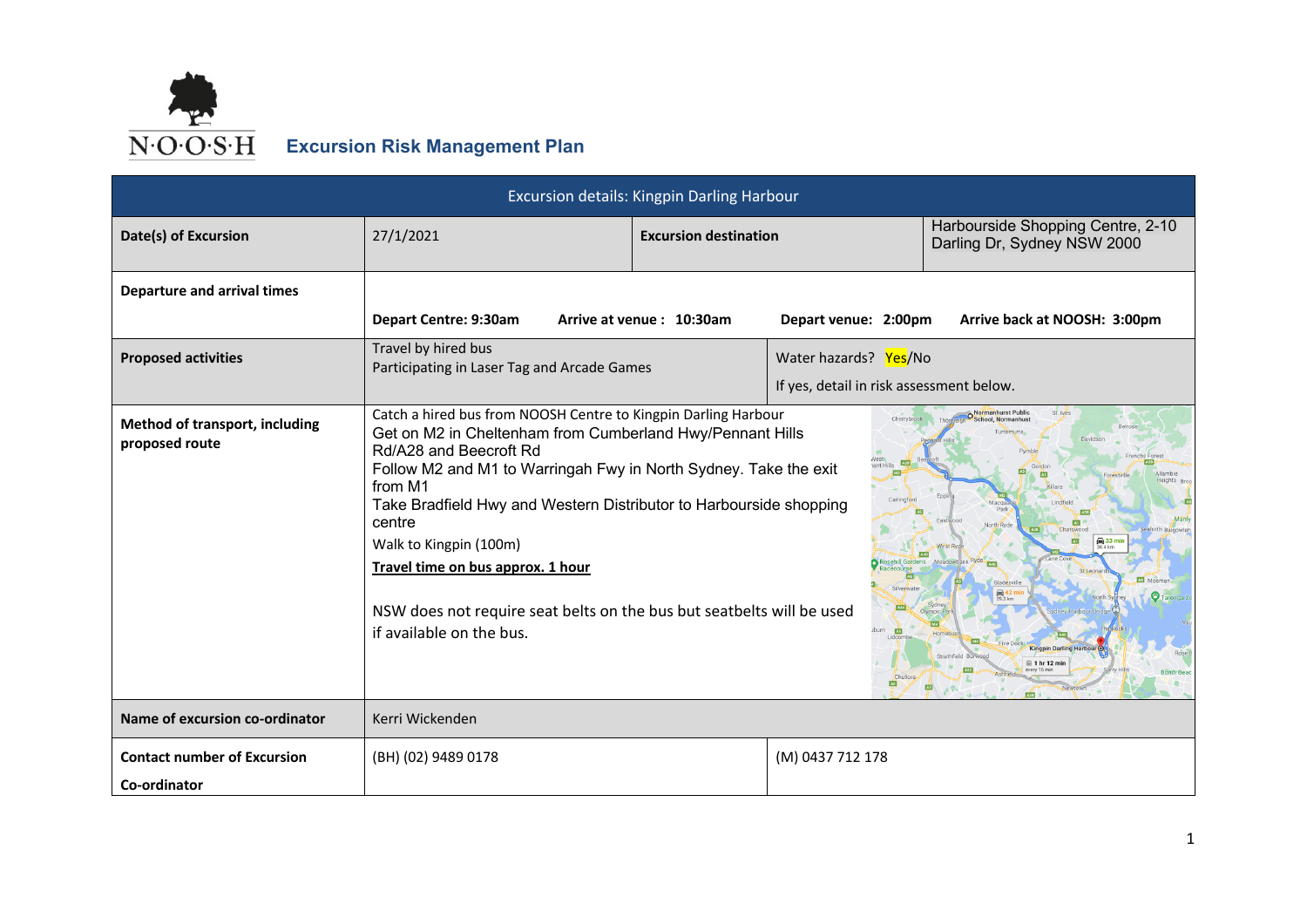N·O·O·S·H

# Excursion Risk Management Plan

| Excursion details: Kingpin Darling Harbour | | | |
|---|---|---|---|
| **Date(s) of Excursion** | 27/1/2021 | **Excursion destination** | Harbourside Shopping Centre, 2-10 Darling Dr, Sydney NSW 2000 |
| **Departure and arrival times** | **Depart Centre: 9:30am** **Arrive at venue : 10:30am** **Depart venue: 2:00pm** **Arrive back at NOOSH: 3:00pm** | | |
| **Proposed activities** | Travel by hired bus<br>Participating in Laser Tag and Arcade Games | Water hazards? Yes/No<br>If yes, detail in risk assessment below. | |
| **Method of transport, including proposed route** | Catch a hired bus from NOOSH Centre to Kingpin Darling Harbour<br>Get on M2 in Cheltenham from Cumberland Hwy/Pennant Hills Rd/A28 and Beecroft Rd<br>Follow M2 and M1 to Warringah Fwy in North Sydney. Take the exit from M1<br>Take Bradfield Hwy and Western Distributor to Harbourside shopping centre<br>Walk to Kingpin (100m)<br>**Travel time on bus approx. 1 hour**<br><br>NSW does not require seat belts on the bus but seatbelts will be used if available on the bus. | | |
| **Name of excursion co-ordinator** | Kerri Wickenden | | |
| **Contact number of Excursion Co-ordinator** | (BH) (02) 9489 0178 | (M) 0437 712 178 | |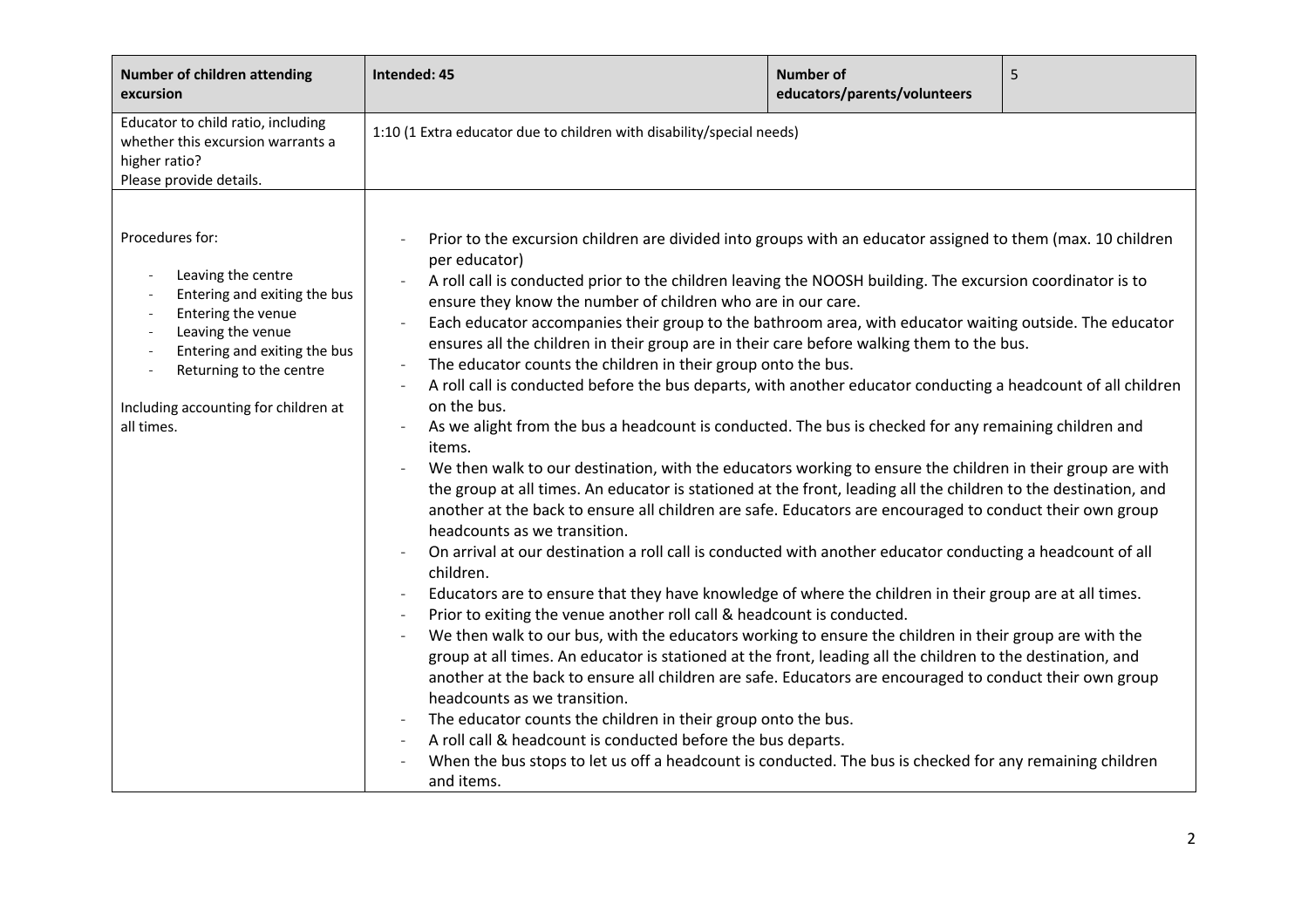| **Number of children attending excursion** | **Intended: 45** | **Number of educators/parents/volunteers** | 5 |
|---|---|---|---|
| Educator to child ratio, including whether this excursion warrants a higher ratio? Please provide details. | 1:10 (1 Extra educator due to children with disability/special needs) | | |
| Procedures for:<br>- Leaving the centre<br>- Entering and exiting the bus<br>- Entering the venue<br>- Leaving the venue<br>- Entering and exiting the bus<br>- Returning to the centre<br><br>Including accounting for children at all times. | - Prior to the excursion children are divided into groups with an educator assigned to them (max. 10 children per educator)<br>- A roll call is conducted prior to the children leaving the NOOSH building. The excursion coordinator is to ensure they know the number of children who are in our care.<br>- Each educator accompanies their group to the bathroom area, with educator waiting outside. The educator ensures all the children in their group are in their care before walking them to the bus.<br>- The educator counts the children in their group onto the bus.<br>- A roll call is conducted before the bus departs, with another educator conducting a headcount of all children on the bus.<br>- As we alight from the bus a headcount is conducted. The bus is checked for any remaining children and items.<br>- We then walk to our destination, with the educators working to ensure the children in their group are with the group at all times. An educator is stationed at the front, leading all the children to the destination, and another at the back to ensure all children are safe. Educators are encouraged to conduct their own group headcounts as we transition.<br>- On arrival at our destination a roll call is conducted with another educator conducting a headcount of all children.<br>- Educators are to ensure that they have knowledge of where the children in their group are at all times.<br>- Prior to exiting the venue another roll call & headcount is conducted.<br>- We then walk to our bus, with the educators working to ensure the children in their group are with the group at all times. An educator is stationed at the front, leading all the children to the destination, and another at the back to ensure all children are safe. Educators are encouraged to conduct their own group headcounts as we transition.<br>- The educator counts the children in their group onto the bus.<br>- A roll call & headcount is conducted before the bus departs.<br>- When the bus stops to let us off a headcount is conducted. The bus is checked for any remaining children and items. | | |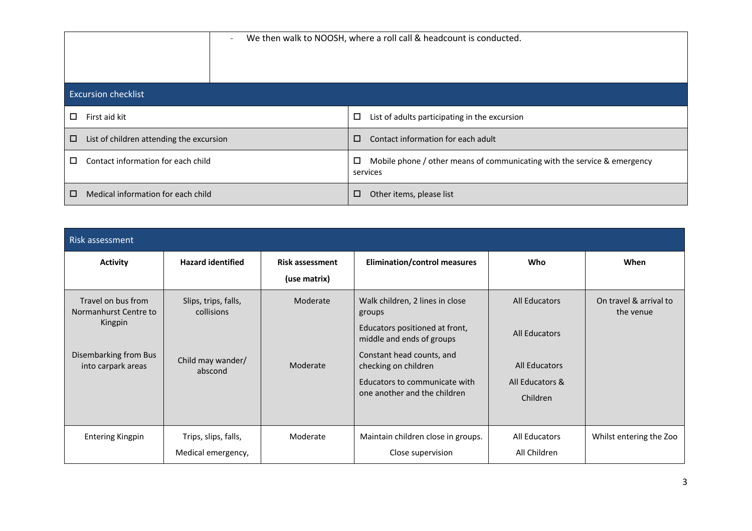| | |
|---|---|
| | - We then walk to NOOSH, where a roll call & headcount is conducted. |

| Excursion checklist | |
|---|---|
| ☐ First aid kit | ☐ List of adults participating in the excursion |
| ☐ List of children attending the excursion | ☐ Contact information for each adult |
| ☐ Contact information for each child | ☐ Mobile phone / other means of communicating with the service & emergency services |
| ☐ Medical information for each child | ☐ Other items, please list |

**Risk assessment**

| Activity | Hazard identified | Risk assessment (use matrix) | Elimination/control measures | Who | When |
|---|---|---|---|---|---|
| Travel on bus from Normanhurst Centre to Kingpin<br><br>Disembarking from Bus into carpark areas | Slips, trips, falls, collisions<br><br>Child may wander/ abscond | Moderate<br><br>Moderate | Walk children, 2 lines in close groups<br>Educators positioned at front, middle and ends of groups<br>Constant head counts, and checking on children<br>Educators to communicate with one another and the children | All Educators<br>All Educators<br>All Educators<br>All Educators & Children | On travel & arrival to the venue |
| Entering Kingpin | Trips, slips, falls,<br>Medical emergency, | Moderate | Maintain children close in groups.<br>Close supervision | All Educators<br>All Children | Whilst entering the Zoo |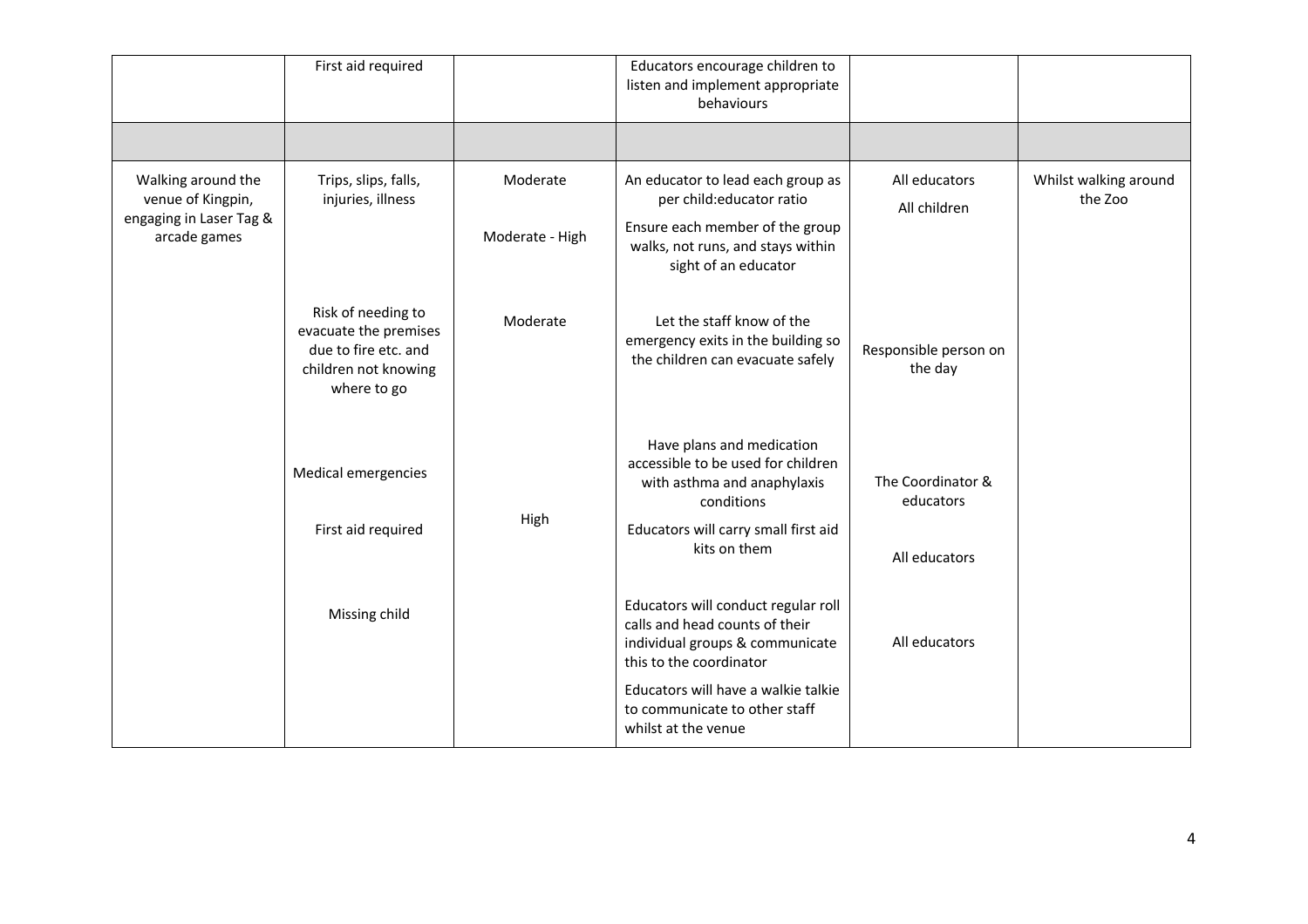| | | | | | |
|---|---|---|---|---|---|
| | First aid required | | Educators encourage children to listen and implement appropriate behaviours | | |
| | | | | | |
| Walking around the venue of Kingpin, engaging in Laser Tag & arcade games | Trips, slips, falls, injuries, illness | Moderate<br><br>Moderate - High | An educator to lead each group as per child:educator ratio<br><br>Ensure each member of the group walks, not runs, and stays within sight of an educator | All educators<br><br>All children | Whilst walking around the Zoo |
| | Risk of needing to evacuate the premises due to fire etc. and children not knowing where to go | Moderate | Let the staff know of the emergency exits in the building so the children can evacuate safely | Responsible person on the day | |
| | Medical emergencies<br><br>First aid required | High | Have plans and medication accessible to be used for children with asthma and anaphylaxis conditions<br><br>Educators will carry small first aid kits on them | The Coordinator & educators<br><br>All educators | |
| | Missing child | | Educators will conduct regular roll calls and head counts of their individual groups & communicate this to the coordinator<br><br>Educators will have a walkie talkie to communicate to other staff whilst at the venue | All educators | |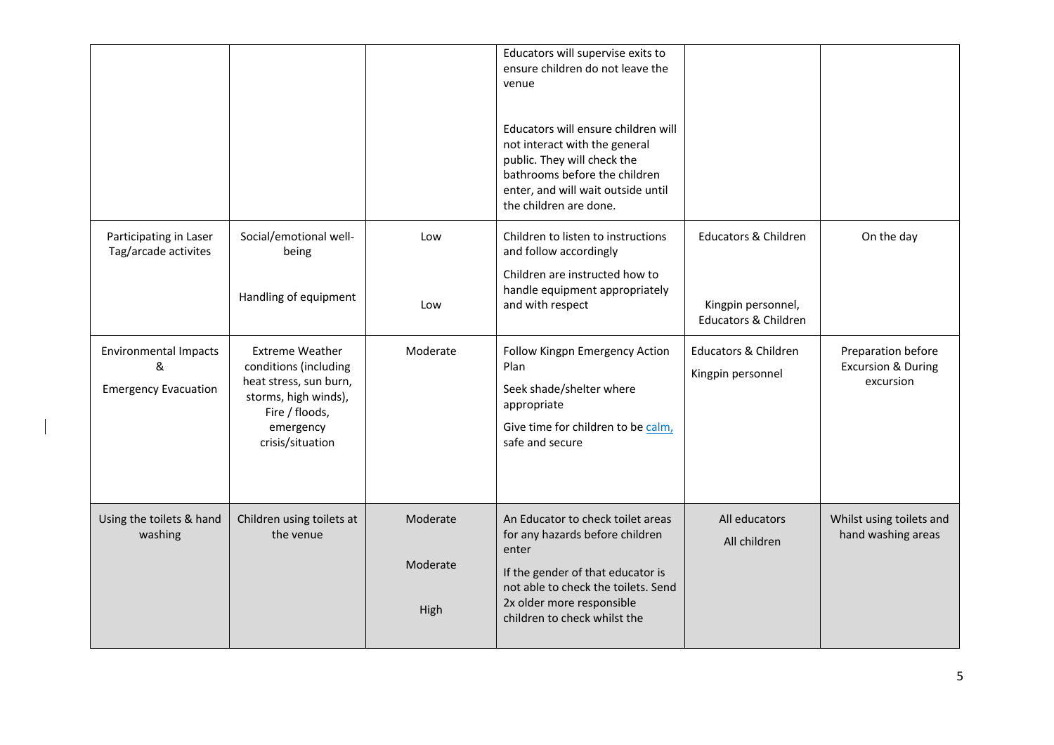| | | | | | |
|---|---|---|---|---|---|
| | | | Educators will supervise exits to ensure children do not leave the venue<br><br>Educators will ensure children will not interact with the general public. They will check the bathrooms before the children enter, and will wait outside until the children are done. | | |
| Participating in Laser Tag/arcade activites | Social/emotional well-being<br><br>Handling of equipment | Low<br><br>Low | Children to listen to instructions and follow accordingly<br><br>Children are instructed how to handle equipment appropriately and with respect | Educators & Children<br><br>Kingpin personnel, Educators & Children | On the day |
| Environmental Impacts & Emergency Evacuation | Extreme Weather conditions (including heat stress, sun burn, storms, high winds), Fire / floods, emergency crisis/situation | Moderate | Follow Kingpn Emergency Action Plan<br><br>Seek shade/shelter where appropriate<br><br>Give time for children to be calm, safe and secure | Educators & Children<br><br>Kingpin personnel | Preparation before Excursion & During excursion |
| Using the toilets & hand washing | Children using toilets at the venue | Moderate<br><br>Moderate<br><br>High | An Educator to check toilet areas for any hazards before children enter<br><br>If the gender of that educator is not able to check the toilets. Send 2x older more responsible children to check whilst the | All educators<br><br>All children | Whilst using toilets and hand washing areas |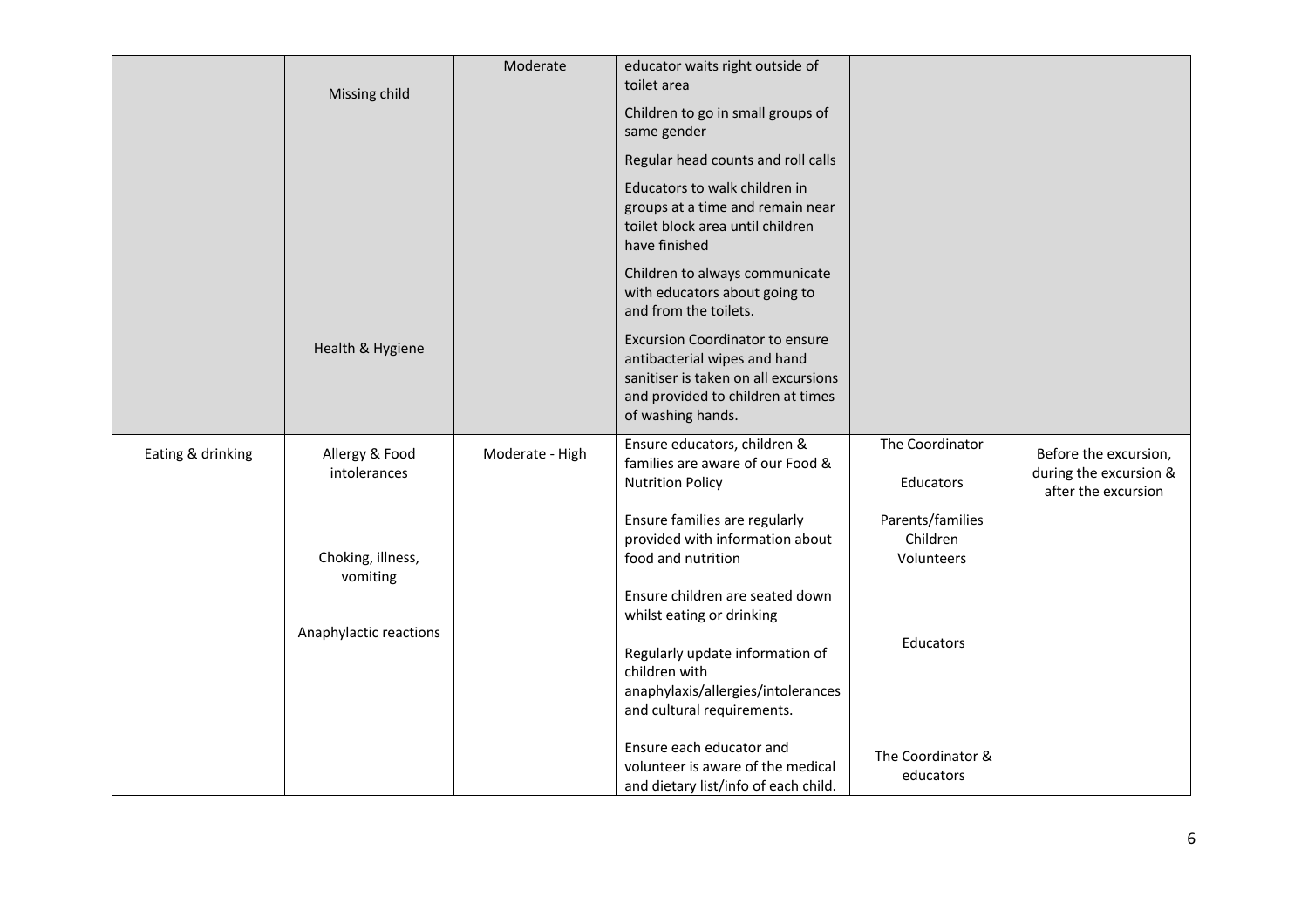| | | | | | |
|---|---|---|---|---|---|
| | Missing child | Moderate | educator waits right outside of toilet area<br><br>Children to go in small groups of same gender<br><br>Regular head counts and roll calls<br><br>Educators to walk children in groups at a time and remain near toilet block area until children have finished<br><br>Children to always communicate with educators about going to and from the toilets. | | |
| | Health & Hygiene | | Excursion Coordinator to ensure antibacterial wipes and hand sanitiser is taken on all excursions and provided to children at times of washing hands. | | |
| Eating & drinking | Allergy & Food intolerances<br><br>Choking, illness, vomiting<br><br>Anaphylactic reactions | Moderate - High | Ensure educators, children & families are aware of our Food & Nutrition Policy<br><br>Ensure families are regularly provided with information about food and nutrition<br><br>Ensure children are seated down whilst eating or drinking<br><br>Regularly update information of children with anaphylaxis/allergies/intolerances and cultural requirements.<br><br>Ensure each educator and volunteer is aware of the medical and dietary list/info of each child. | The Coordinator<br><br>Educators<br><br>Parents/families<br>Children<br>Volunteers<br><br>Educators<br><br>The Coordinator & educators | Before the excursion, during the excursion & after the excursion |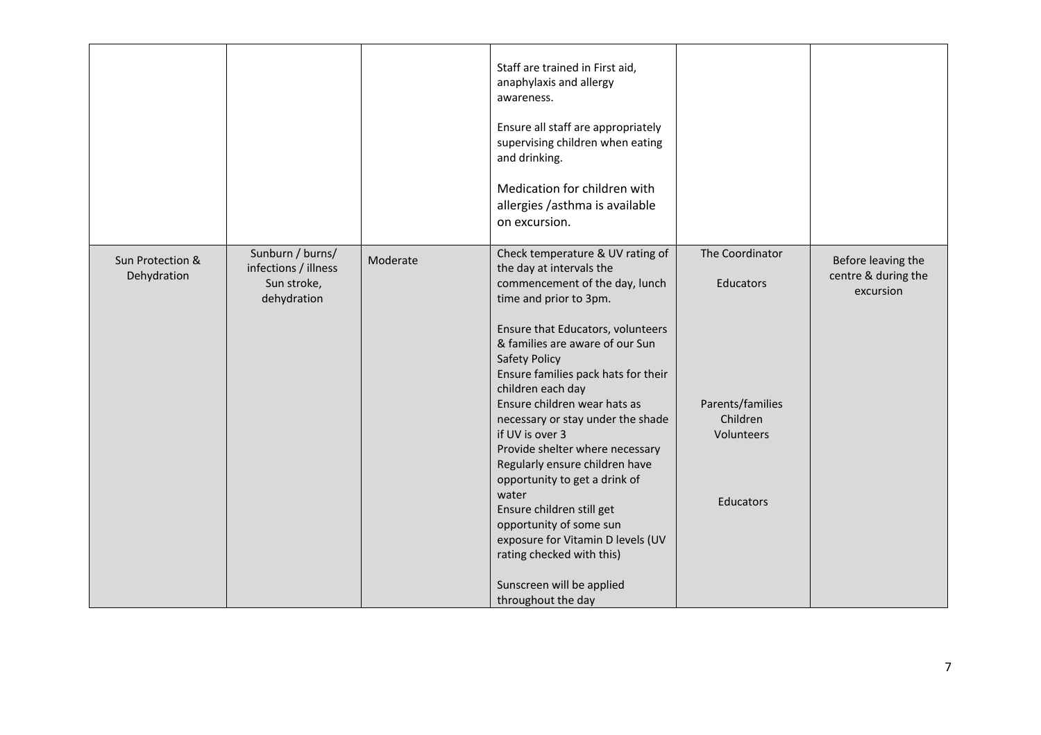| | | | | | |
|---|---|---|---|---|---|
| | | | Staff are trained in First aid, anaphylaxis and allergy awareness.<br><br>Ensure all staff are appropriately supervising children when eating and drinking.<br><br>Medication for children with allergies /asthma is available on excursion. | | |
| Sun Protection & Dehydration | Sunburn / burns/ infections / illness Sun stroke, dehydration | Moderate | Check temperature & UV rating of the day at intervals the commencement of the day, lunch time and prior to 3pm.<br><br>Ensure that Educators, volunteers & families are aware of our Sun Safety Policy<br>Ensure families pack hats for their children each day<br>Ensure children wear hats as necessary or stay under the shade if UV is over 3<br>Provide shelter where necessary<br>Regularly ensure children have opportunity to get a drink of water<br>Ensure children still get opportunity of some sun exposure for Vitamin D levels (UV rating checked with this)<br><br>Sunscreen will be applied throughout the day | The Coordinator<br><br>Educators<br><br>Parents/families<br>Children<br>Volunteers<br><br>Educators | Before leaving the centre & during the excursion |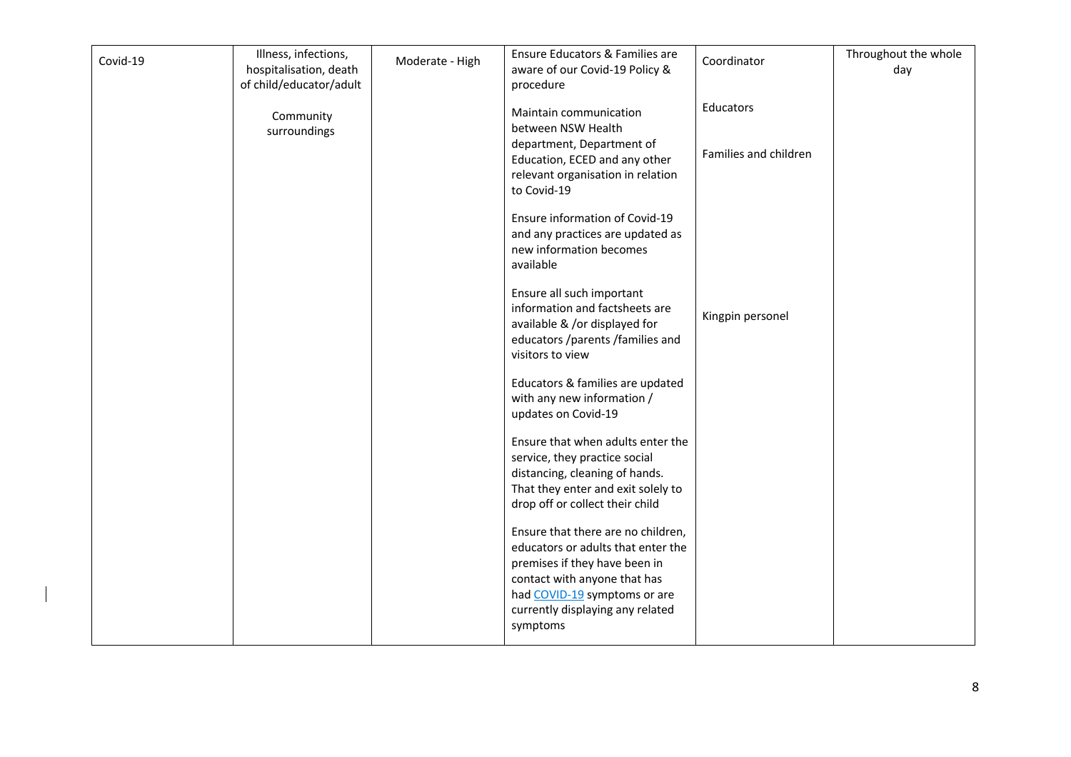| | | | | | |
|---|---|---|---|---|---|
| Covid-19 | Illness, infections, hospitalisation, death of child/educator/adult<br><br>Community surroundings | Moderate - High | Ensure Educators & Families are aware of our Covid-19 Policy & procedure<br><br>Maintain communication between NSW Health department, Department of Education, ECED and any other relevant organisation in relation to Covid-19<br><br>Ensure information of Covid-19 and any practices are updated as new information becomes available<br><br>Ensure all such important information and factsheets are available & /or displayed for educators /parents /families and visitors to view<br><br>Educators & families are updated with any new information / updates on Covid-19<br><br>Ensure that when adults enter the service, they practice social distancing, cleaning of hands. That they enter and exit solely to drop off or collect their child<br><br>Ensure that there are no children, educators or adults that enter the premises if they have been in contact with anyone that has had COVID-19 symptoms or are currently displaying any related symptoms | Coordinator<br><br>Educators<br><br>Families and children<br><br>Kingpin personel | Throughout the whole day |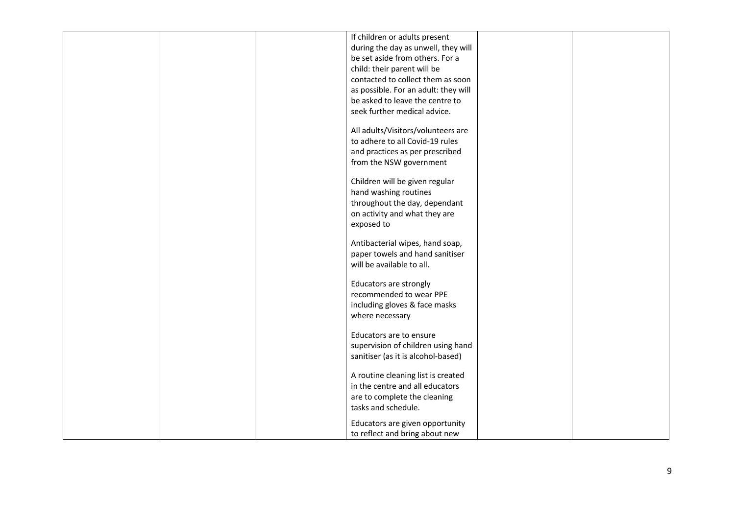|  |  |  | If children or adults present during the day as unwell, they will be set aside from others. For a child: their parent will be contacted to collect them as soon as possible. For an adult: they will be asked to leave the centre to seek further medical advice.<br><br>All adults/Visitors/volunteers are to adhere to all Covid-19 rules and practices as per prescribed from the NSW government<br><br>Children will be given regular hand washing routines throughout the day, dependant on activity and what they are exposed to<br><br>Antibacterial wipes, hand soap, paper towels and hand sanitiser will be available to all.<br><br>Educators are strongly recommended to wear PPE including gloves & face masks where necessary<br><br>Educators are to ensure supervision of children using hand sanitiser (as it is alcohol-based)<br><br>A routine cleaning list is created in the centre and all educators are to complete the cleaning tasks and schedule.<br><br>Educators are given opportunity to reflect and bring about new |  |  |
|---|---|---|---|---|---|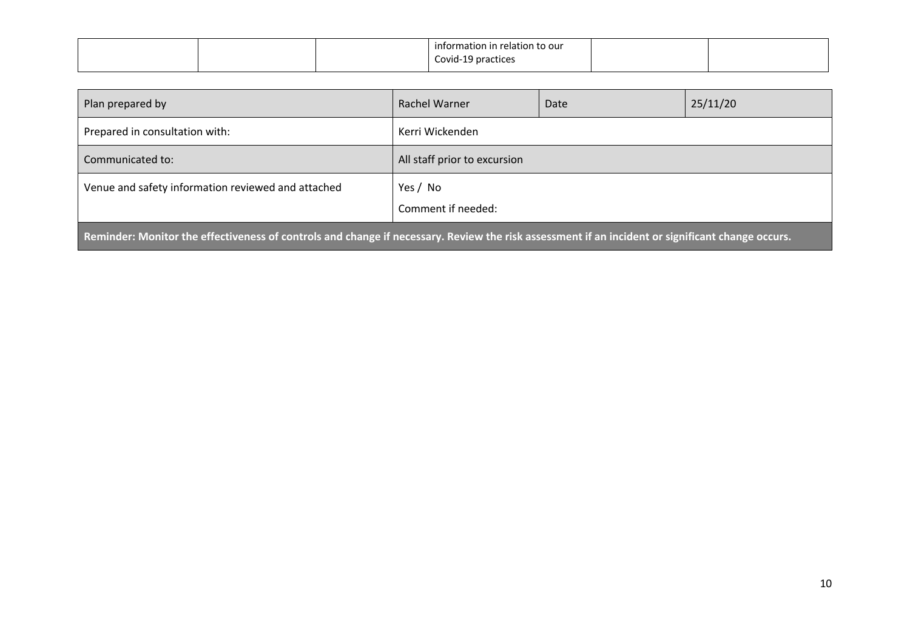|  |  |  | information in relation to our Covid-19 practices |  |  |
|---|---|---|---|---|---|

| Plan prepared by | Rachel Warner | Date | 25/11/20 |
|---|---|---|---|
| Prepared in consultation with: | Kerri Wickenden | | |
| Communicated to: | All staff prior to excursion | | |
| Venue and safety information reviewed and attached | Yes / No<br>Comment if needed: | | |
| **Reminder: Monitor the effectiveness of controls and change if necessary. Review the risk assessment if an incident or significant change occurs.** | | | |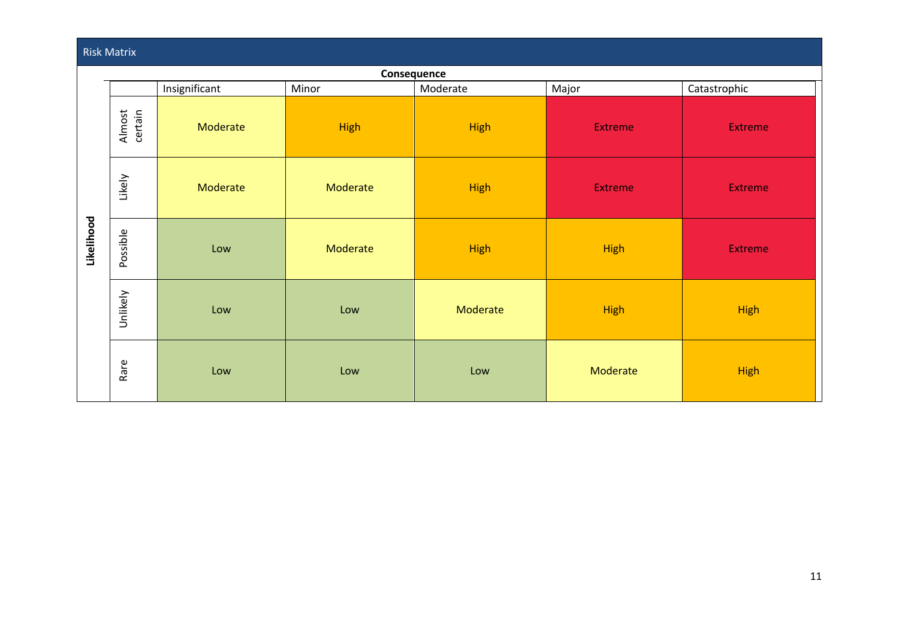## Risk Matrix

| Likelihood | Consequence: Insignificant | Minor | Moderate | Major | Catastrophic |
|---|---|---|---|---|---|
| Almost certain | Moderate | High | High | Extreme | Extreme |
| Likely | Moderate | Moderate | High | Extreme | Extreme |
| Possible | Low | Moderate | High | High | Extreme |
| Unlikely | Low | Low | Moderate | High | High |
| Rare | Low | Low | Low | Moderate | High |